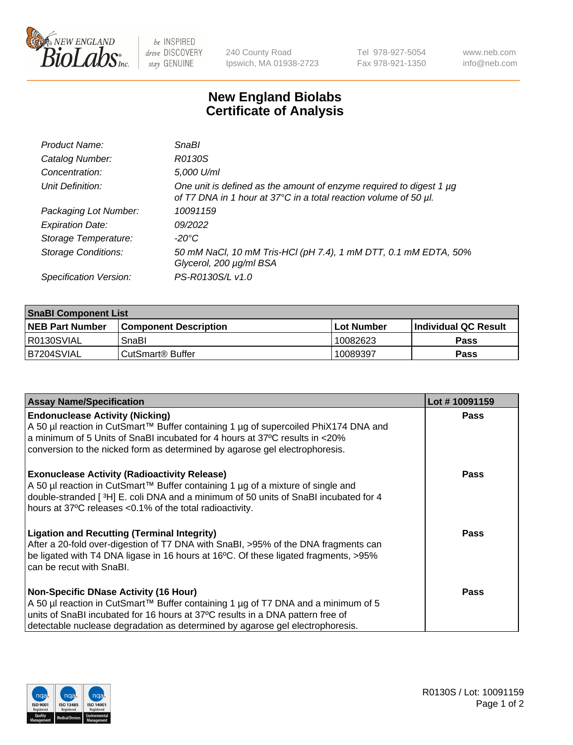# New England Biolabs Certificate of Analysis

| | |
|---|---|
| *Product Name:* | *SnaBI* |
| *Catalog Number:* | *R0130S* |
| *Concentration:* | *5,000 U/ml* |
| *Unit Definition:* | *One unit is defined as the amount of enzyme required to digest 1 µg of T7 DNA in 1 hour at 37°C in a total reaction volume of 50 µl.* |
| *Packaging Lot Number:* | *10091159* |
| *Expiration Date:* | *09/2022* |
| *Storage Temperature:* | *-20°C* |
| *Storage Conditions:* | *50 mM NaCl, 10 mM Tris-HCl (pH 7.4), 1 mM DTT, 0.1 mM EDTA, 50% Glycerol, 200 µg/ml BSA* |
| *Specification Version:* | *PS-R0130S/L v1.0* |

| SnaBI Component List | | | |
|---|---|---|---|
| **NEB Part Number** | **Component Description** | **Lot Number** | **Individual QC Result** |
| R0130SVIAL | SnaBI | 10082623 | **Pass** |
| B7204SVIAL | CutSmart® Buffer | 10089397 | **Pass** |

| Assay Name/Specification | Lot # 10091159 |
|---|---|
| **Endonuclease Activity (Nicking)** A 50 µl reaction in CutSmart™ Buffer containing 1 µg of supercoiled PhiX174 DNA and a minimum of 5 Units of SnaBI incubated for 4 hours at 37ºC results in <20% conversion to the nicked form as determined by agarose gel electrophoresis. | **Pass** |
| **Exonuclease Activity (Radioactivity Release)** A 50 µl reaction in CutSmart™ Buffer containing 1 µg of a mixture of single and double-stranded [ $^{3}$H] E. coli DNA and a minimum of 50 units of SnaBI incubated for 4 hours at 37ºC releases <0.1% of the total radioactivity. | **Pass** |
| **Ligation and Recutting (Terminal Integrity)** After a 20-fold over-digestion of T7 DNA with SnaBI, >95% of the DNA fragments can be ligated with T4 DNA ligase in 16 hours at 16ºC. Of these ligated fragments, >95% can be recut with SnaBI. | **Pass** |
| **Non-Specific DNase Activity (16 Hour)** A 50 µl reaction in CutSmart™ Buffer containing 1 µg of T7 DNA and a minimum of 5 units of SnaBI incubated for 16 hours at 37ºC results in a DNA pattern free of detectable nuclease degradation as determined by agarose gel electrophoresis. | **Pass** |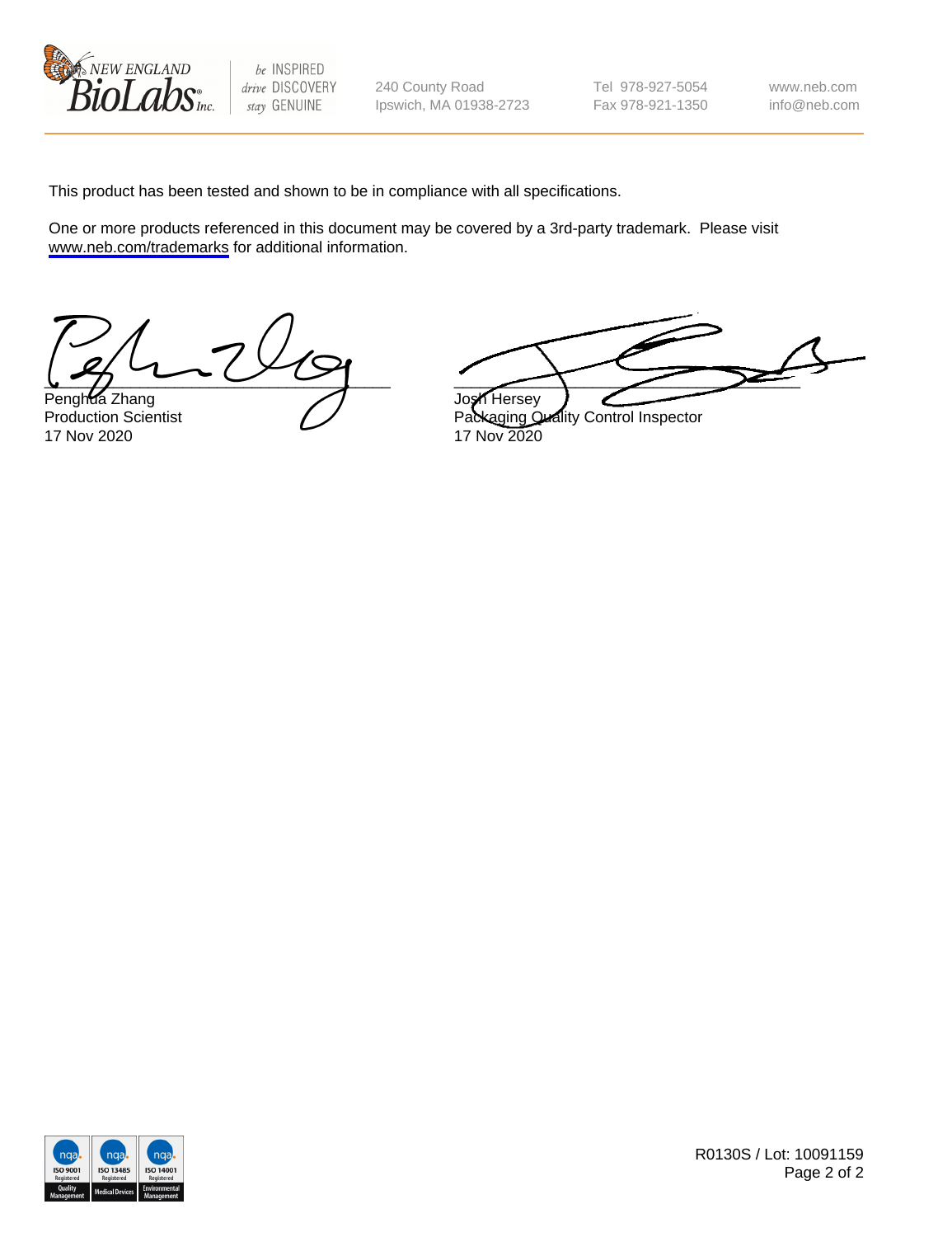This product has been tested and shown to be in compliance with all specifications.

One or more products referenced in this document may be covered by a 3rd-party trademark. Please visit www.neb.com/trademarks for additional information.

Penghua Zhang
Production Scientist
17 Nov 2020

Josh Hersey
Packaging Quality Control Inspector
17 Nov 2020

R0130S / Lot: 10091159